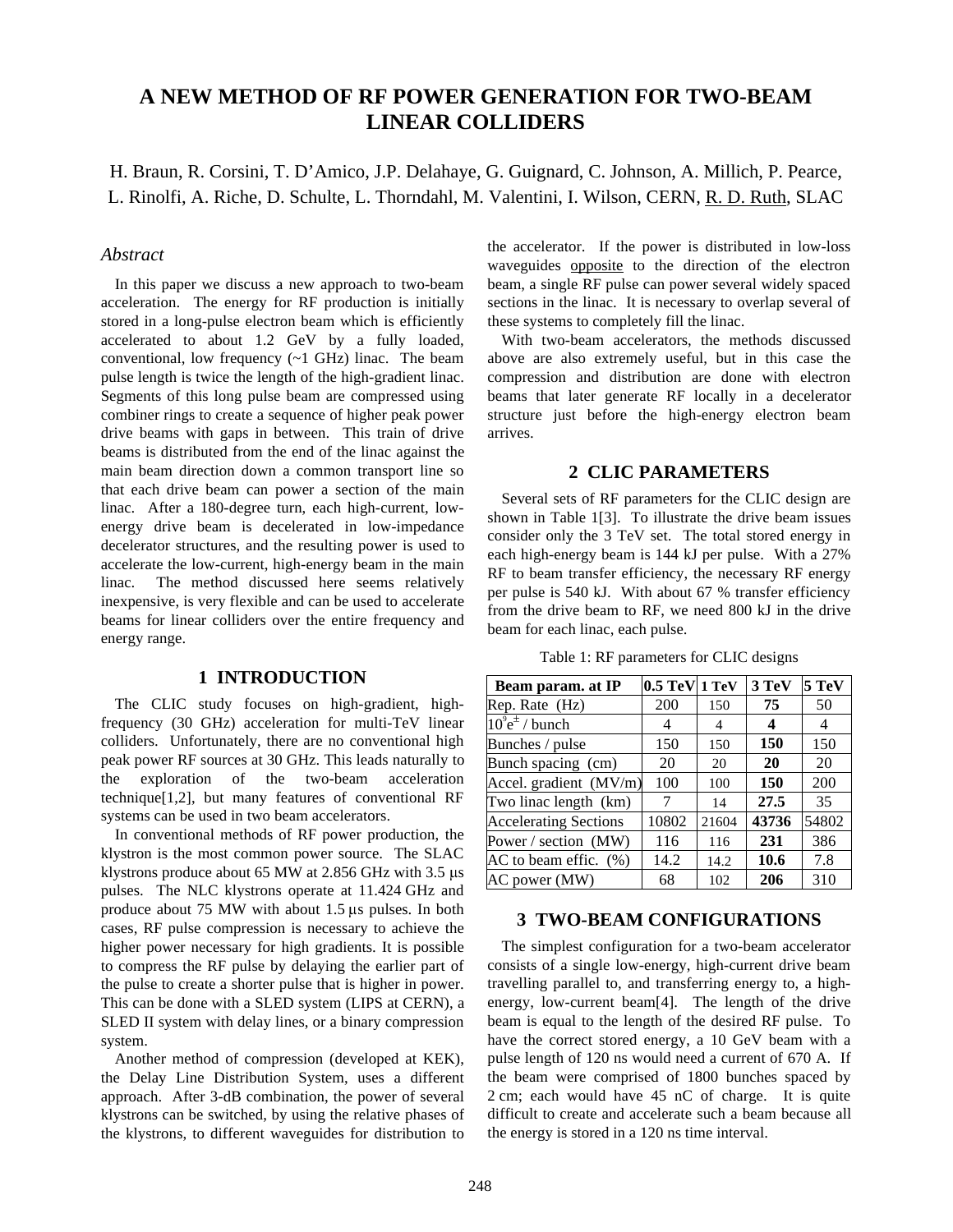# A NEW METHOD OF RF POWER GENERATION FOR TWO-BEAM LINEAR COLLIDERS

H. Braun, R. Corsini, T. D'Amico, J.P. Delahaye, G. Guignard, C. Johnson, A. Millich, P. Pearce, L. Rinolfi, A. Riche, D. Schulte, L. Thorndahl, M. Valentini, I. Wilson, CERN, R. D. Ruth, SLAC

## *Abstract*

In this paper we discuss a new approach to two-beam acceleration. The energy for RF production is initially stored in a long-pulse electron beam which is efficiently accelerated to about 1.2 GeV by a fully loaded, conventional, low frequency (~1 GHz) linac. The beam pulse length is twice the length of the high-gradient linac. Segments of this long pulse beam are compressed using combiner rings to create a sequence of higher peak power drive beams with gaps in between. This train of drive beams is distributed from the end of the linac against the main beam direction down a common transport line so that each drive beam can power a section of the main linac. After a 180-degree turn, each high-current, low-energy drive beam is decelerated in low-impedance decelerator structures, and the resulting power is used to accelerate the low-current, high-energy beam in the main linac. The method discussed here seems relatively inexpensive, is very flexible and can be used to accelerate beams for linear colliders over the entire frequency and energy range.

## 1 INTRODUCTION

The CLIC study focuses on high-gradient, high-frequency (30 GHz) acceleration for multi-TeV linear colliders. Unfortunately, there are no conventional high peak power RF sources at 30 GHz. This leads naturally to the exploration of the two-beam acceleration technique[1,2], but many features of conventional RF systems can be used in two beam accelerators.

In conventional methods of RF power production, the klystron is the most common power source. The SLAC klystrons produce about 65 MW at 2.856 GHz with 3.5 μs pulses. The NLC klystrons operate at 11.424 GHz and produce about 75 MW with about 1.5 μs pulses. In both cases, RF pulse compression is necessary to achieve the higher power necessary for high gradients. It is possible to compress the RF pulse by delaying the earlier part of the pulse to create a shorter pulse that is higher in power. This can be done with a SLED system (LIPS at CERN), a SLED II system with delay lines, or a binary compression system.

Another method of compression (developed at KEK), the Delay Line Distribution System, uses a different approach. After 3-dB combination, the power of several klystrons can be switched, by using the relative phases of the klystrons, to different waveguides for distribution to the accelerator. If the power is distributed in low-loss waveguides opposite to the direction of the electron beam, a single RF pulse can power several widely spaced sections in the linac. It is necessary to overlap several of these systems to completely fill the linac.

With two-beam accelerators, the methods discussed above are also extremely useful, but in this case the compression and distribution are done with electron beams that later generate RF locally in a decelerator structure just before the high-energy electron beam arrives.

## 2 CLIC PARAMETERS

Several sets of RF parameters for the CLIC design are shown in Table 1[3]. To illustrate the drive beam issues consider only the 3 TeV set. The total stored energy in each high-energy beam is 144 kJ per pulse. With a 27% RF to beam transfer efficiency, the necessary RF energy per pulse is 540 kJ. With about 67 % transfer efficiency from the drive beam to RF, we need 800 kJ in the drive beam for each linac, each pulse.

Table 1: RF parameters for CLIC designs

| Beam param. at IP | 0.5 TeV | 1 TeV | 3 TeV | 5 TeV |
|---|---|---|---|---|
| Rep. Rate (Hz) | 200 | 150 | **75** | 50 |
| $10^9 e^{\pm}$ / bunch | 4 | 4 | **4** | 4 |
| Bunches / pulse | 150 | 150 | **150** | 150 |
| Bunch spacing (cm) | 20 | 20 | **20** | 20 |
| Accel. gradient (MV/m) | 100 | 100 | **150** | 200 |
| Two linac length (km) | 7 | 14 | **27.5** | 35 |
| Accelerating Sections | 10802 | 21604 | **43736** | 54802 |
| Power / section (MW) | 116 | 116 | **231** | 386 |
| AC to beam effic. (%) | 14.2 | 14.2 | **10.6** | 7.8 |
| AC power (MW) | 68 | 102 | **206** | 310 |

## 3 TWO-BEAM CONFIGURATIONS

The simplest configuration for a two-beam accelerator consists of a single low-energy, high-current drive beam travelling parallel to, and transferring energy to, a high-energy, low-current beam[4]. The length of the drive beam is equal to the length of the desired RF pulse. To have the correct stored energy, a 10 GeV beam with a pulse length of 120 ns would need a current of 670 A. If the beam were comprised of 1800 bunches spaced by 2 cm; each would have 45 nC of charge. It is quite difficult to create and accelerate such a beam because all the energy is stored in a 120 ns time interval.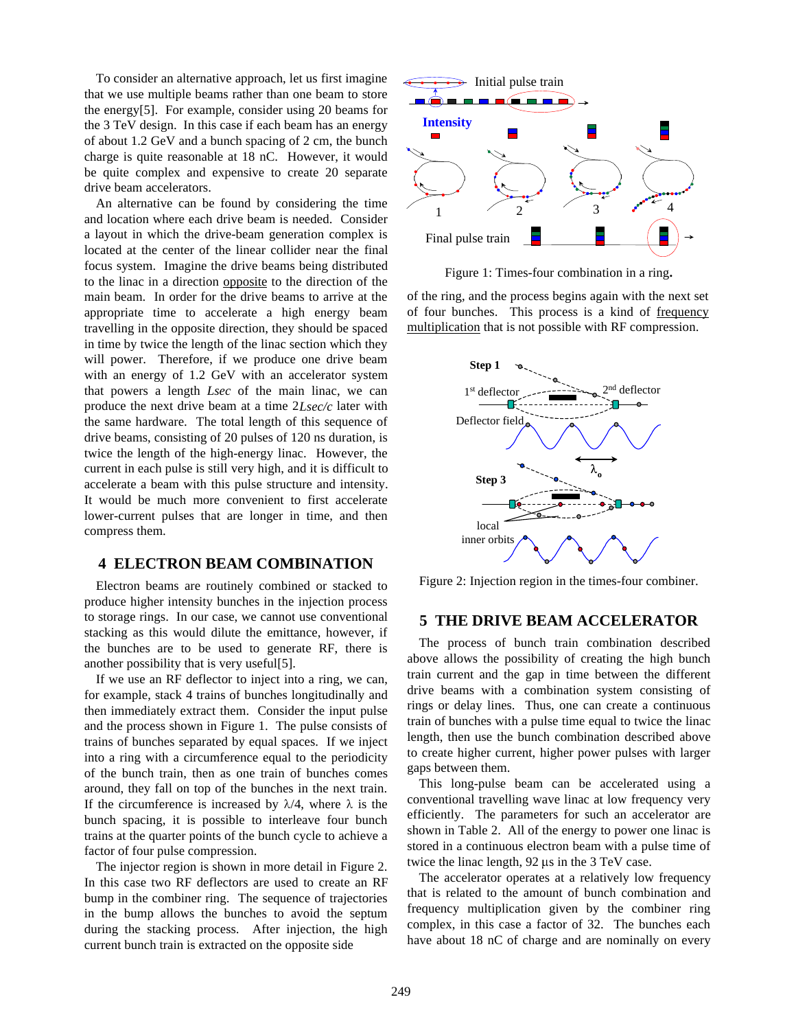To consider an alternative approach, let us first imagine that we use multiple beams rather than one beam to store the energy[5]. For example, consider using 20 beams for the 3 TeV design. In this case if each beam has an energy of about 1.2 GeV and a bunch spacing of 2 cm, the bunch charge is quite reasonable at 18 nC. However, it would be quite complex and expensive to create 20 separate drive beam accelerators.

An alternative can be found by considering the time and location where each drive beam is needed. Consider a layout in which the drive-beam generation complex is located at the center of the linear collider near the final focus system. Imagine the drive beams being distributed to the linac in a direction opposite to the direction of the main beam. In order for the drive beams to arrive at the appropriate time to accelerate a high energy beam travelling in the opposite direction, they should be spaced in time by twice the length of the linac section which they will power. Therefore, if we produce one drive beam with an energy of 1.2 GeV with an accelerator system that powers a length *Lsec* of the main linac, we can produce the next drive beam at a time 2*Lsec/c* later with the same hardware. The total length of this sequence of drive beams, consisting of 20 pulses of 120 ns duration, is twice the length of the high-energy linac. However, the current in each pulse is still very high, and it is difficult to accelerate a beam with this pulse structure and intensity. It would be much more convenient to first accelerate lower-current pulses that are longer in time, and then compress them.

## 4 ELECTRON BEAM COMBINATION

Electron beams are routinely combined or stacked to produce higher intensity bunches in the injection process to storage rings. In our case, we cannot use conventional stacking as this would dilute the emittance, however, if the bunches are to be used to generate RF, there is another possibility that is very useful[5].

If we use an RF deflector to inject into a ring, we can, for example, stack 4 trains of bunches longitudinally and then immediately extract them. Consider the input pulse and the process shown in Figure 1. The pulse consists of trains of bunches separated by equal spaces. If we inject into a ring with a circumference equal to the periodicity of the bunch train, then as one train of bunches comes around, they fall on top of the bunches in the next train. If the circumference is increased by $\lambda/4$, where $\lambda$ is the bunch spacing, it is possible to interleave four bunch trains at the quarter points of the bunch cycle to achieve a factor of four pulse compression.

The injector region is shown in more detail in Figure 2. In this case two RF deflectors are used to create an RF bump in the combiner ring. The sequence of trajectories in the bump allows the bunches to avoid the septum during the stacking process. After injection, the high current bunch train is extracted on the opposite side of the ring, and the process begins again with the next set of four bunches. This process is a kind of frequency multiplication that is not possible with RF compression.

Figure 1: Times-four combination in a ring.

Figure 2: Injection region in the times-four combiner.

## 5 THE DRIVE BEAM ACCELERATOR

The process of bunch train combination described above allows the possibility of creating the high bunch train current and the gap in time between the different drive beams with a combination system consisting of rings or delay lines. Thus, one can create a continuous train of bunches with a pulse time equal to twice the linac length, then use the bunch combination described above to create higher current, higher power pulses with larger gaps between them.

This long-pulse beam can be accelerated using a conventional travelling wave linac at low frequency very efficiently. The parameters for such an accelerator are shown in Table 2. All of the energy to power one linac is stored in a continuous electron beam with a pulse time of twice the linac length, 92 µs in the 3 TeV case.

The accelerator operates at a relatively low frequency that is related to the amount of bunch combination and frequency multiplication given by the combiner ring complex, in this case a factor of 32. The bunches each have about 18 nC of charge and are nominally on every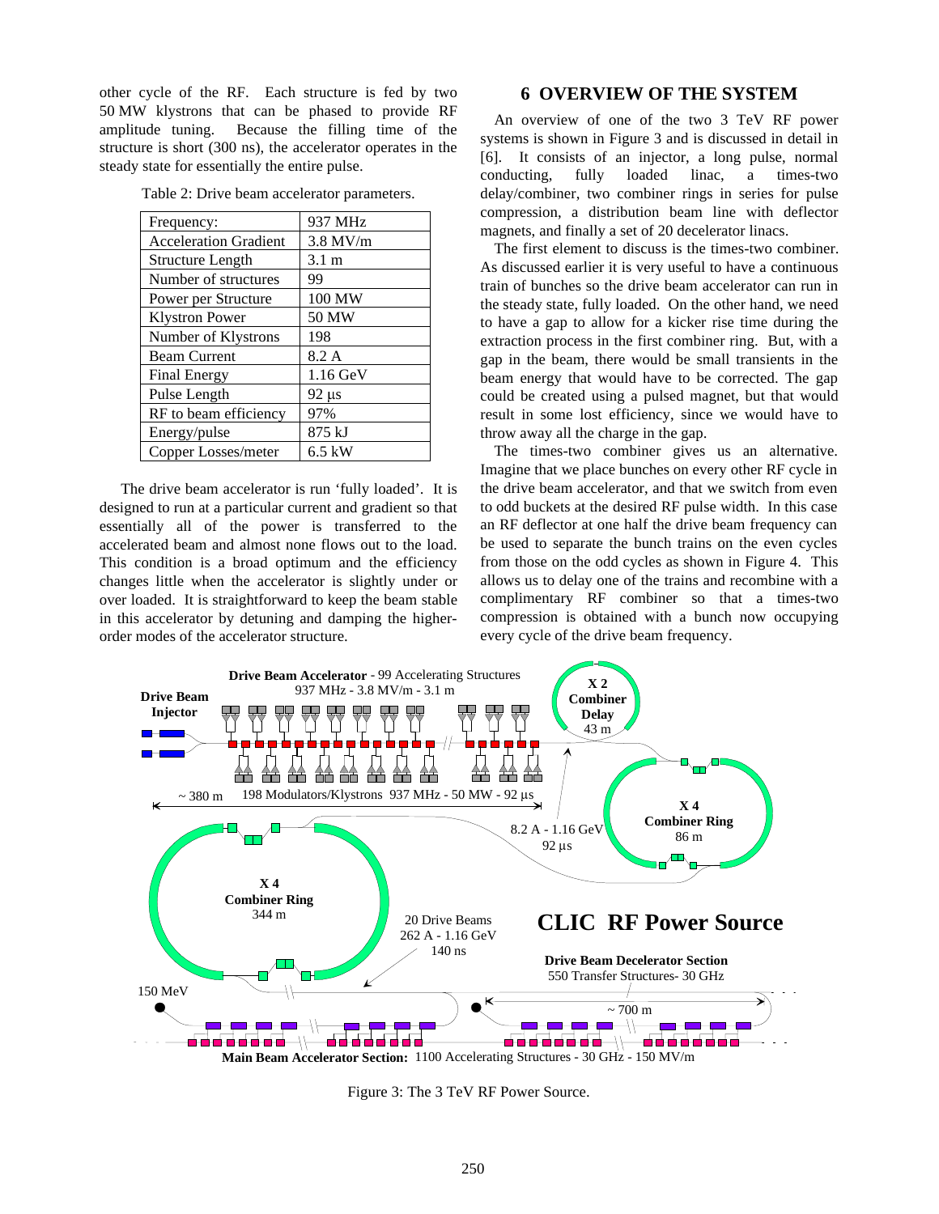other cycle of the RF. Each structure is fed by two 50 MW klystrons that can be phased to provide RF amplitude tuning. Because the filling time of the structure is short (300 ns), the accelerator operates in the steady state for essentially the entire pulse.

Table 2: Drive beam accelerator parameters.

| | |
|---|---|
| Frequency: | 937 MHz |
| Acceleration Gradient | 3.8 MV/m |
| Structure Length | 3.1 m |
| Number of structures | 99 |
| Power per Structure | 100 MW |
| Klystron Power | 50 MW |
| Number of Klystrons | 198 |
| Beam Current | 8.2 A |
| Final Energy | 1.16 GeV |
| Pulse Length | 92 μs |
| RF to beam efficiency | 97% |
| Energy/pulse | 875 kJ |
| Copper Losses/meter | 6.5 kW |

The drive beam accelerator is run 'fully loaded'. It is designed to run at a particular current and gradient so that essentially all of the power is transferred to the accelerated beam and almost none flows out to the load. This condition is a broad optimum and the efficiency changes little when the accelerator is slightly under or over loaded. It is straightforward to keep the beam stable in this accelerator by detuning and damping the higher-order modes of the accelerator structure.

## 6 OVERVIEW OF THE SYSTEM

An overview of one of the two 3 TeV RF power systems is shown in Figure 3 and is discussed in detail in [6]. It consists of an injector, a long pulse, normal conducting, fully loaded linac, a times-two delay/combiner, two combiner rings in series for pulse compression, a distribution beam line with deflector magnets, and finally a set of 20 decelerator linacs.

The first element to discuss is the times-two combiner. As discussed earlier it is very useful to have a continuous train of bunches so the drive beam accelerator can run in the steady state, fully loaded. On the other hand, we need to have a gap to allow for a kicker rise time during the extraction process in the first combiner ring. But, with a gap in the beam, there would be small transients in the beam energy that would have to be corrected. The gap could be created using a pulsed magnet, but that would result in some lost efficiency, since we would have to throw away all the charge in the gap.

The times-two combiner gives us an alternative. Imagine that we place bunches on every other RF cycle in the drive beam accelerator, and that we switch from even to odd buckets at the desired RF pulse width. In this case an RF deflector at one half the drive beam frequency can be used to separate the bunch trains on the even cycles from those on the odd cycles as shown in Figure 4. This allows us to delay one of the trains and recombine with a complimentary RF combiner so that a times-two compression is obtained with a bunch now occupying every cycle of the drive beam frequency.

Figure 3: The 3 TeV RF Power Source.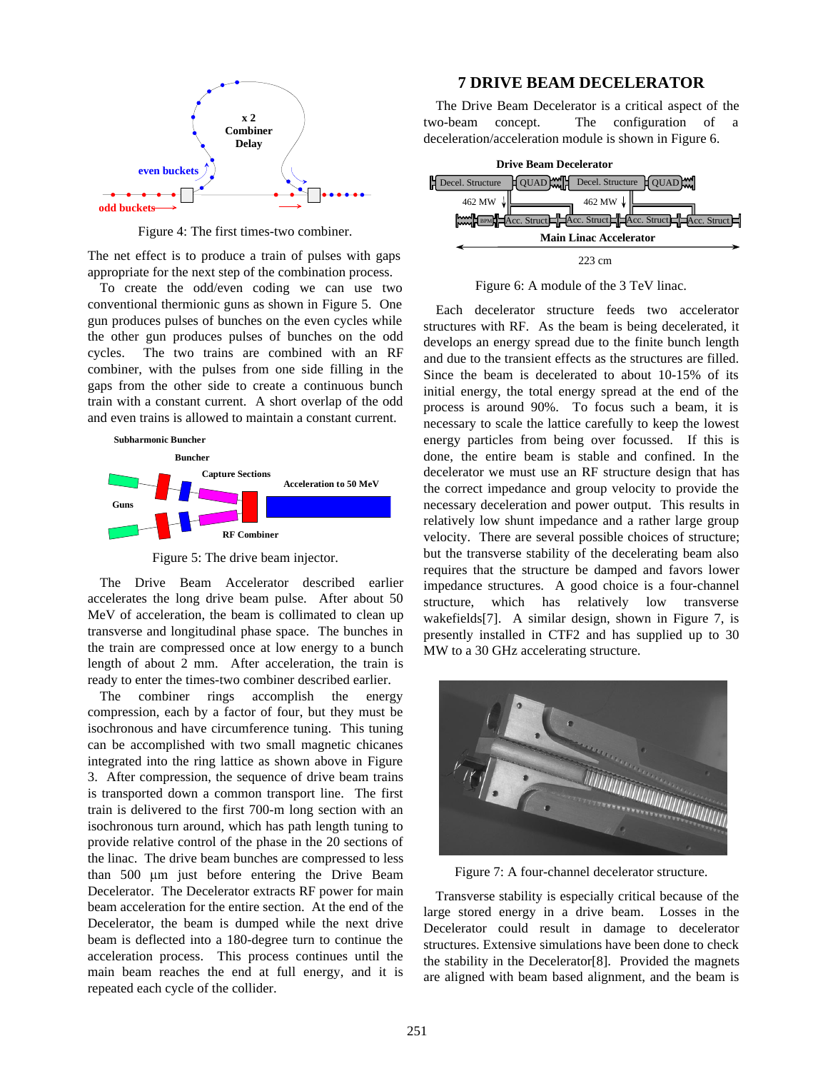Figure 4: The first times-two combiner.

The net effect is to produce a train of pulses with gaps appropriate for the next step of the combination process.

To create the odd/even coding we can use two conventional thermionic guns as shown in Figure 5. One gun produces pulses of bunches on the even cycles while the other gun produces pulses of bunches on the odd cycles. The two trains are combined with an RF combiner, with the pulses from one side filling in the gaps from the other side to create a continuous bunch train with a constant current. A short overlap of the odd and even trains is allowed to maintain a constant current.

Figure 5: The drive beam injector.

The Drive Beam Accelerator described earlier accelerates the long drive beam pulse. After about 50 MeV of acceleration, the beam is collimated to clean up transverse and longitudinal phase space. The bunches in the train are compressed once at low energy to a bunch length of about 2 mm. After acceleration, the train is ready to enter the times-two combiner described earlier.

The combiner rings accomplish the energy compression, each by a factor of four, but they must be isochronous and have circumference tuning. This tuning can be accomplished with two small magnetic chicanes integrated into the ring lattice as shown above in Figure 3. After compression, the sequence of drive beam trains is transported down a common transport line. The first train is delivered to the first 700-m long section with an isochronous turn around, which has path length tuning to provide relative control of the phase in the 20 sections of the linac. The drive beam bunches are compressed to less than 500 µm just before entering the Drive Beam Decelerator. The Decelerator extracts RF power for main beam acceleration for the entire section. At the end of the Decelerator, the beam is dumped while the next drive beam is deflected into a 180-degree turn to continue the acceleration process. This process continues until the main beam reaches the end at full energy, and it is repeated each cycle of the collider.

## 7 DRIVE BEAM DECELERATOR

The Drive Beam Decelerator is a critical aspect of the two-beam concept. The configuration of a deceleration/acceleration module is shown in Figure 6.

Figure 6: A module of the 3 TeV linac.

Each decelerator structure feeds two accelerator structures with RF. As the beam is being decelerated, it develops an energy spread due to the finite bunch length and due to the transient effects as the structures are filled. Since the beam is decelerated to about 10-15% of its initial energy, the total energy spread at the end of the process is around 90%. To focus such a beam, it is necessary to scale the lattice carefully to keep the lowest energy particles from being over focussed. If this is done, the entire beam is stable and confined. In the decelerator we must use an RF structure design that has the correct impedance and group velocity to provide the necessary deceleration and power output. This results in relatively low shunt impedance and a rather large group velocity. There are several possible choices of structure; but the transverse stability of the decelerating beam also requires that the structure be damped and favors lower impedance structures. A good choice is a four-channel structure, which has relatively low transverse wakefields[7]. A similar design, shown in Figure 7, is presently installed in CTF2 and has supplied up to 30 MW to a 30 GHz accelerating structure.

Figure 7: A four-channel decelerator structure.

Transverse stability is especially critical because of the large stored energy in a drive beam. Losses in the Decelerator could result in damage to decelerator structures. Extensive simulations have been done to check the stability in the Decelerator[8]. Provided the magnets are aligned with beam based alignment, and the beam is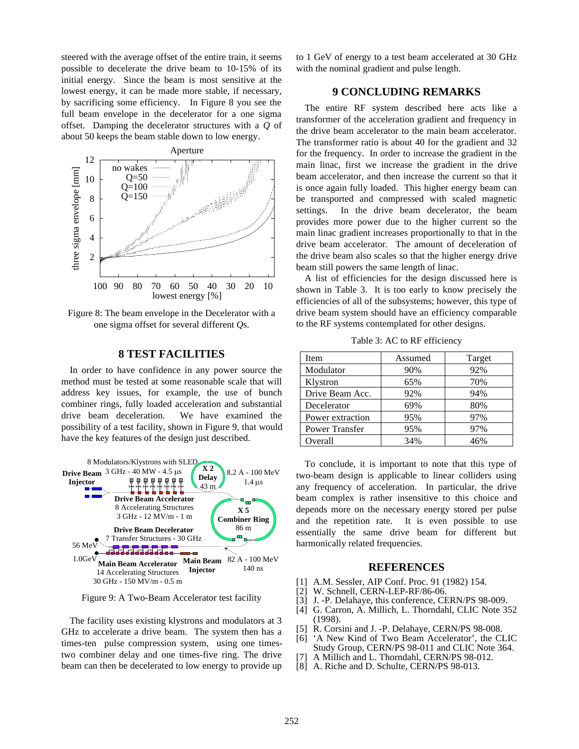steered with the average offset of the entire train, it seems possible to decelerate the drive beam to 10-15% of its initial energy. Since the beam is most sensitive at the lowest energy, it can be made more stable, if necessary, by sacrificing some efficiency. In Figure 8 you see the full beam envelope in the decelerator for a one sigma offset. Damping the decelerator structures with a *Q* of about 50 keeps the beam stable down to low energy.

Aperture

no wakes
Q=50
Q=100
Q=150

three sigma envelope [mm]

12
10
8
6
4
2

100 90 80 70 60 50 40 30 20 10

lowest energy [%]

Figure 8: The beam envelope in the Decelerator with a one sigma offset for several different *Q*s.

## 8 TEST FACILITIES

In order to have confidence in any power source the method must be tested at some reasonable scale that will address key issues, for example, the use of bunch combiner rings, fully loaded acceleration and substantial drive beam deceleration. We have examined the possibility of a test facility, shown in Figure 9, that would have the key features of the design just described.

8 Modulators/Klystrons with SLED
Drive Beam Injector
3 GHz - 40 MW - 4.5 μs
X 2 Delay
43 m
8.2 A - 100 MeV
1.4 μs
Drive Beam Accelerator
8 Accelerating Structures
3 GHz - 12 MV/m - 1 m
X 5
Combiner Ring
86 m
Drive Beam Decelerator
7 Transfer Structures - 30 GHz
56 MeV
1.0GeV
Main Beam Accelerator
14 Accelerating Structures
30 GHz - 150 MV/m - 0.5 m
Main Beam Injector
82 A - 100 MeV
140 ns

Figure 9: A Two-Beam Accelerator test facility

The facility uses existing klystrons and modulators at 3 GHz to accelerate a drive beam. The system then has a times-ten pulse compression system, using one times-two combiner delay and one times-five ring. The drive beam can then be decelerated to low energy to provide up to 1 GeV of energy to a test beam accelerated at 30 GHz with the nominal gradient and pulse length.

## 9 CONCLUDING REMARKS

The entire RF system described here acts like a transformer of the acceleration gradient and frequency in the drive beam accelerator to the main beam accelerator. The transformer ratio is about 40 for the gradient and 32 for the frequency. In order to increase the gradient in the main linac, first we increase the gradient in the drive beam accelerator, and then increase the current so that it is once again fully loaded. This higher energy beam can be transported and compressed with scaled magnetic settings. In the drive beam decelerator, the beam provides more power due to the higher current so the main linac gradient increases proportionally to that in the drive beam accelerator. The amount of deceleration of the drive beam also scales so that the higher energy drive beam still powers the same length of linac.

A list of efficiencies for the design discussed here is shown in Table 3. It is too early to know precisely the efficiencies of all of the subsystems; however, this type of drive beam system should have an efficiency comparable to the RF systems contemplated for other designs.

Table 3: AC to RF efficiency

| Item | Assumed | Target |
| --- | --- | --- |
| Modulator | 90% | 92% |
| Klystron | 65% | 70% |
| Drive Beam Acc. | 92% | 94% |
| Decelerator | 69% | 80% |
| Power extraction | 95% | 97% |
| Power Transfer | 95% | 97% |
| Overall | 34% | 46% |

To conclude, it is important to note that this type of two-beam design is applicable to linear colliders using any frequency of acceleration. In particular, the drive beam complex is rather insensitive to this choice and depends more on the necessary energy stored per pulse and the repetition rate. It is even possible to use essentially the same drive beam for different but harmonically related frequencies.

## REFERENCES

[1] A.M. Sessler, AIP Conf. Proc. 91 (1982) 154.
[2] W. Schnell, CERN-LEP-RF/86-06.
[3] J. -P. Delahaye, this conference, CERN/PS 98-009.
[4] G. Carron, A. Millich, L. Thorndahl, CLIC Note 352 (1998).
[5] R. Corsini and J. -P. Delahaye, CERN/PS 98-008.
[6] 'A New Kind of Two Beam Accelerator', the CLIC Study Group, CERN/PS 98-011 and CLIC Note 364.
[7] A Millich and L. Thorndahl, CERN/PS 98-012.
[8] A. Riche and D. Schulte, CERN/PS 98-013.